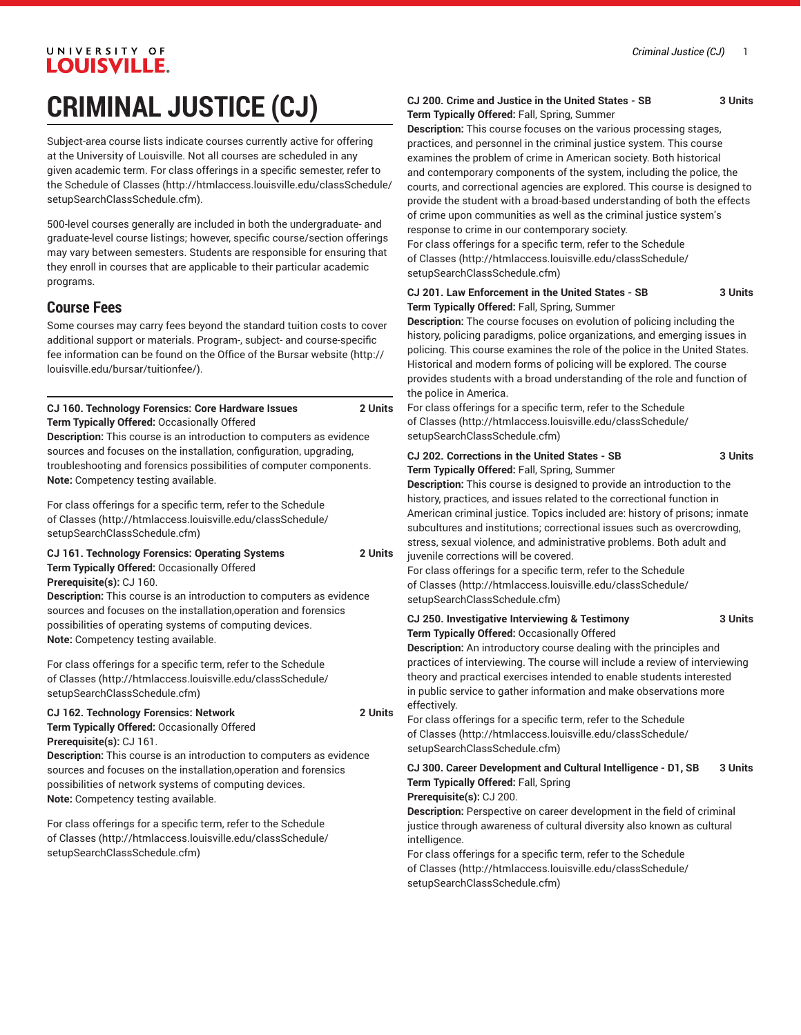# CRIMINAL JUSTICE (CJ)

Subject-area course lists indicate courses currently active for offering at the University of Louisville. Not all courses are scheduled in any given academic term. For class offerings in a specific semester, refer to the Schedule of Classes (http://htmlaccess.louisville.edu/classSchedule/setupSearchClassSchedule.cfm).

500-level courses generally are included in both the undergraduate- and graduate-level course listings; however, specific course/section offerings may vary between semesters. Students are responsible for ensuring that they enroll in courses that are applicable to their particular academic programs.

## Course Fees

Some courses may carry fees beyond the standard tuition costs to cover additional support or materials. Program-, subject- and course-specific fee information can be found on the Office of the Bursar website (http://louisville.edu/bursar/tuitionfee/).

**CJ 160. Technology Forensics: Core Hardware Issues** **2 Units**
**Term Typically Offered:** Occasionally Offered
**Description:** This course is an introduction to computers as evidence sources and focuses on the installation, configuration, upgrading, troubleshooting and forensics possibilities of computer components.
**Note:** Competency testing available.

For class offerings for a specific term, refer to the Schedule of Classes (http://htmlaccess.louisville.edu/classSchedule/setupSearchClassSchedule.cfm)

**CJ 161. Technology Forensics: Operating Systems** **2 Units**
**Term Typically Offered:** Occasionally Offered
**Prerequisite(s):** CJ 160.
**Description:** This course is an introduction to computers as evidence sources and focuses on the installation,operation and forensics possibilities of operating systems of computing devices.
**Note:** Competency testing available.

For class offerings for a specific term, refer to the Schedule of Classes (http://htmlaccess.louisville.edu/classSchedule/setupSearchClassSchedule.cfm)

**CJ 162. Technology Forensics: Network** **2 Units**
**Term Typically Offered:** Occasionally Offered
**Prerequisite(s):** CJ 161.
**Description:** This course is an introduction to computers as evidence sources and focuses on the installation,operation and forensics possibilities of network systems of computing devices.
**Note:** Competency testing available.

For class offerings for a specific term, refer to the Schedule of Classes (http://htmlaccess.louisville.edu/classSchedule/setupSearchClassSchedule.cfm)

**CJ 200. Crime and Justice in the United States - SB** **3 Units**
**Term Typically Offered:** Fall, Spring, Summer
**Description:** This course focuses on the various processing stages, practices, and personnel in the criminal justice system. This course examines the problem of crime in American society. Both historical and contemporary components of the system, including the police, the courts, and correctional agencies are explored. This course is designed to provide the student with a broad-based understanding of both the effects of crime upon communities as well as the criminal justice system's response to crime in our contemporary society.
For class offerings for a specific term, refer to the Schedule of Classes (http://htmlaccess.louisville.edu/classSchedule/setupSearchClassSchedule.cfm)

**CJ 201. Law Enforcement in the United States - SB** **3 Units**
**Term Typically Offered:** Fall, Spring, Summer
**Description:** The course focuses on evolution of policing including the history, policing paradigms, police organizations, and emerging issues in policing. This course examines the role of the police in the United States. Historical and modern forms of policing will be explored. The course provides students with a broad understanding of the role and function of the police in America.
For class offerings for a specific term, refer to the Schedule of Classes (http://htmlaccess.louisville.edu/classSchedule/setupSearchClassSchedule.cfm)

**CJ 202. Corrections in the United States - SB** **3 Units**
**Term Typically Offered:** Fall, Spring, Summer
**Description:** This course is designed to provide an introduction to the history, practices, and issues related to the correctional function in American criminal justice. Topics included are: history of prisons; inmate subcultures and institutions; correctional issues such as overcrowding, stress, sexual violence, and administrative problems. Both adult and juvenile corrections will be covered.
For class offerings for a specific term, refer to the Schedule of Classes (http://htmlaccess.louisville.edu/classSchedule/setupSearchClassSchedule.cfm)

**CJ 250. Investigative Interviewing & Testimony** **3 Units**
**Term Typically Offered:** Occasionally Offered
**Description:** An introductory course dealing with the principles and practices of interviewing. The course will include a review of interviewing theory and practical exercises intended to enable students interested in public service to gather information and make observations more effectively.
For class offerings for a specific term, refer to the Schedule of Classes (http://htmlaccess.louisville.edu/classSchedule/setupSearchClassSchedule.cfm)

**CJ 300. Career Development and Cultural Intelligence - D1, SB** **3 Units**
**Term Typically Offered:** Fall, Spring
**Prerequisite(s):** CJ 200.
**Description:** Perspective on career development in the field of criminal justice through awareness of cultural diversity also known as cultural intelligence.
For class offerings for a specific term, refer to the Schedule of Classes (http://htmlaccess.louisville.edu/classSchedule/setupSearchClassSchedule.cfm)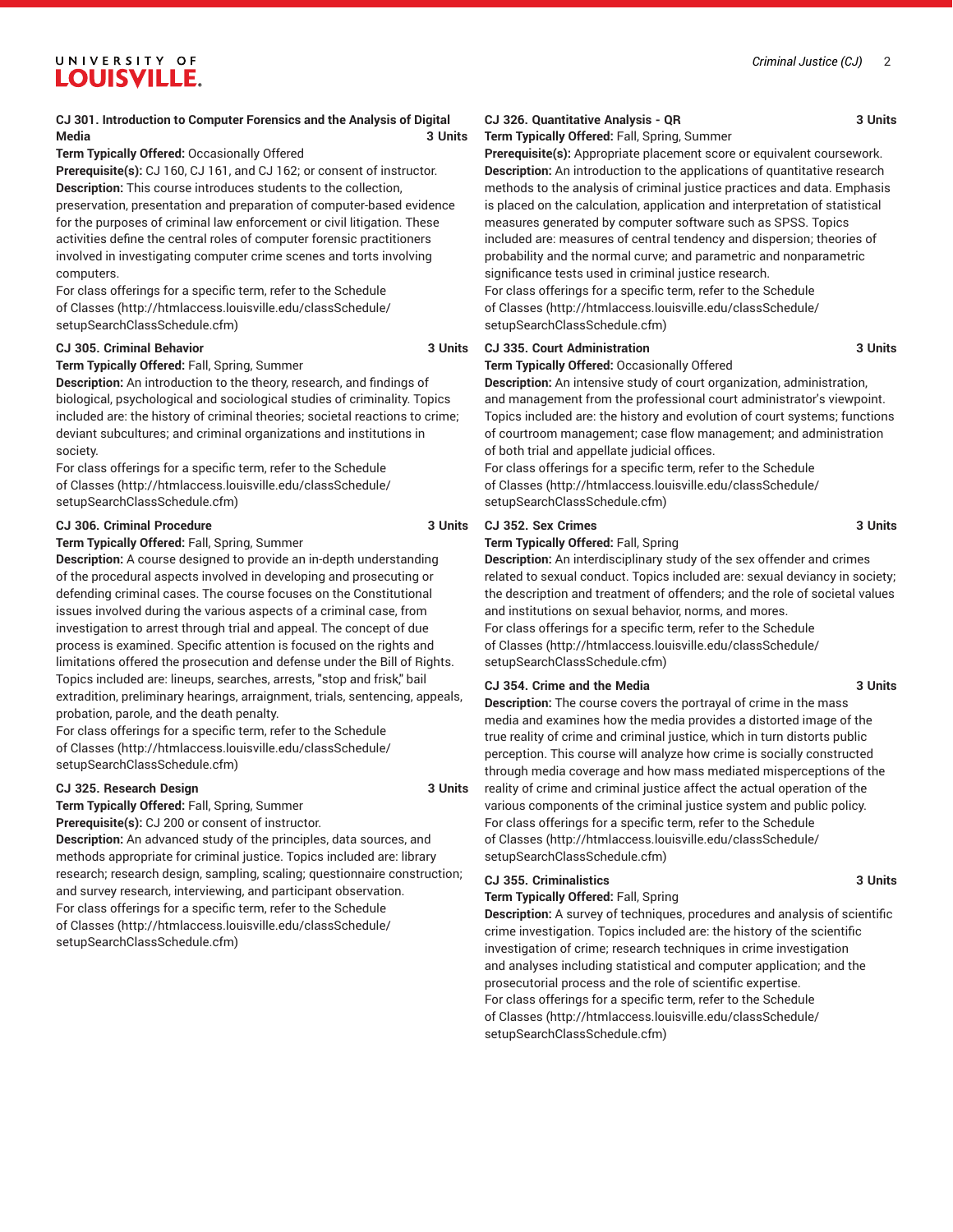### CJ 301. Introduction to Computer Forensics and the Analysis of Digital Media 3 Units

**Term Typically Offered:** Occasionally Offered

**Prerequisite(s):** CJ 160, CJ 161, and CJ 162; or consent of instructor.

**Description:** This course introduces students to the collection, preservation, presentation and preparation of computer-based evidence for the purposes of criminal law enforcement or civil litigation. These activities define the central roles of computer forensic practitioners involved in investigating computer crime scenes and torts involving computers.

For class offerings for a specific term, refer to the Schedule of Classes (http://htmlaccess.louisville.edu/classSchedule/setupSearchClassSchedule.cfm)

### CJ 305. Criminal Behavior 3 Units

**Term Typically Offered:** Fall, Spring, Summer

**Description:** An introduction to the theory, research, and findings of biological, psychological and sociological studies of criminality. Topics included are: the history of criminal theories; societal reactions to crime; deviant subcultures; and criminal organizations and institutions in society.

For class offerings for a specific term, refer to the Schedule of Classes (http://htmlaccess.louisville.edu/classSchedule/setupSearchClassSchedule.cfm)

### CJ 306. Criminal Procedure 3 Units

**Term Typically Offered:** Fall, Spring, Summer

**Description:** A course designed to provide an in-depth understanding of the procedural aspects involved in developing and prosecuting or defending criminal cases. The course focuses on the Constitutional issues involved during the various aspects of a criminal case, from investigation to arrest through trial and appeal. The concept of due process is examined. Specific attention is focused on the rights and limitations offered the prosecution and defense under the Bill of Rights. Topics included are: lineups, searches, arrests, "stop and frisk," bail extradition, preliminary hearings, arraignment, trials, sentencing, appeals, probation, parole, and the death penalty.

For class offerings for a specific term, refer to the Schedule of Classes (http://htmlaccess.louisville.edu/classSchedule/setupSearchClassSchedule.cfm)

### CJ 325. Research Design 3 Units

**Term Typically Offered:** Fall, Spring, Summer

**Prerequisite(s):** CJ 200 or consent of instructor.

**Description:** An advanced study of the principles, data sources, and methods appropriate for criminal justice. Topics included are: library research; research design, sampling, scaling; questionnaire construction; and survey research, interviewing, and participant observation.

For class offerings for a specific term, refer to the Schedule of Classes (http://htmlaccess.louisville.edu/classSchedule/setupSearchClassSchedule.cfm)

### CJ 326. Quantitative Analysis - QR 3 Units

**Term Typically Offered:** Fall, Spring, Summer

**Prerequisite(s):** Appropriate placement score or equivalent coursework.

**Description:** An introduction to the applications of quantitative research methods to the analysis of criminal justice practices and data. Emphasis is placed on the calculation, application and interpretation of statistical measures generated by computer software such as SPSS. Topics included are: measures of central tendency and dispersion; theories of probability and the normal curve; and parametric and nonparametric significance tests used in criminal justice research.

For class offerings for a specific term, refer to the Schedule of Classes (http://htmlaccess.louisville.edu/classSchedule/setupSearchClassSchedule.cfm)

### CJ 335. Court Administration 3 Units

**Term Typically Offered:** Occasionally Offered

**Description:** An intensive study of court organization, administration, and management from the professional court administrator's viewpoint. Topics included are: the history and evolution of court systems; functions of courtroom management; case flow management; and administration of both trial and appellate judicial offices.

For class offerings for a specific term, refer to the Schedule of Classes (http://htmlaccess.louisville.edu/classSchedule/setupSearchClassSchedule.cfm)

### CJ 352. Sex Crimes 3 Units

**Term Typically Offered:** Fall, Spring

**Description:** An interdisciplinary study of the sex offender and crimes related to sexual conduct. Topics included are: sexual deviancy in society; the description and treatment of offenders; and the role of societal values and institutions on sexual behavior, norms, and mores.

For class offerings for a specific term, refer to the Schedule of Classes (http://htmlaccess.louisville.edu/classSchedule/setupSearchClassSchedule.cfm)

### CJ 354. Crime and the Media 3 Units

**Description:** The course covers the portrayal of crime in the mass media and examines how the media provides a distorted image of the true reality of crime and criminal justice, which in turn distorts public perception. This course will analyze how crime is socially constructed through media coverage and how mass mediated misperceptions of the reality of crime and criminal justice affect the actual operation of the various components of the criminal justice system and public policy.

For class offerings for a specific term, refer to the Schedule of Classes (http://htmlaccess.louisville.edu/classSchedule/setupSearchClassSchedule.cfm)

### CJ 355. Criminalistics 3 Units

**Term Typically Offered:** Fall, Spring

**Description:** A survey of techniques, procedures and analysis of scientific crime investigation. Topics included are: the history of the scientific investigation of crime; research techniques in crime investigation and analyses including statistical and computer application; and the prosecutorial process and the role of scientific expertise.

For class offerings for a specific term, refer to the Schedule of Classes (http://htmlaccess.louisville.edu/classSchedule/setupSearchClassSchedule.cfm)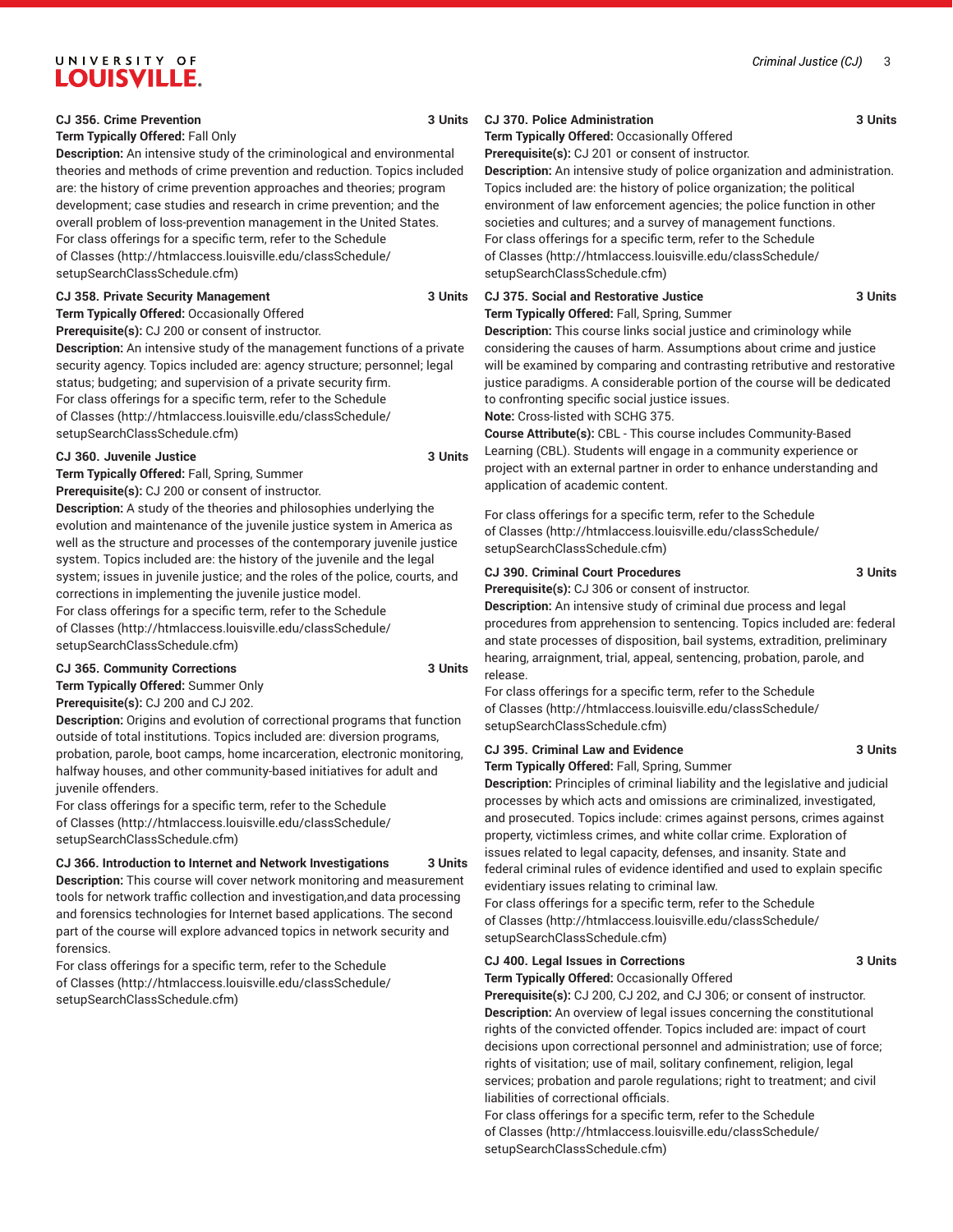**CJ 356. Crime Prevention** 3 Units

**Term Typically Offered:** Fall Only

**Description:** An intensive study of the criminological and environmental theories and methods of crime prevention and reduction. Topics included are: the history of crime prevention approaches and theories; program development; case studies and research in crime prevention; and the overall problem of loss-prevention management in the United States.

For class offerings for a specific term, refer to the Schedule of Classes (http://htmlaccess.louisville.edu/classSchedule/setupSearchClassSchedule.cfm)

**CJ 358. Private Security Management** 3 Units

**Term Typically Offered:** Occasionally Offered

**Prerequisite(s):** CJ 200 or consent of instructor.

**Description:** An intensive study of the management functions of a private security agency. Topics included are: agency structure; personnel; legal status; budgeting; and supervision of a private security firm.

For class offerings for a specific term, refer to the Schedule of Classes (http://htmlaccess.louisville.edu/classSchedule/setupSearchClassSchedule.cfm)

**CJ 360. Juvenile Justice** 3 Units

**Term Typically Offered:** Fall, Spring, Summer

**Prerequisite(s):** CJ 200 or consent of instructor.

**Description:** A study of the theories and philosophies underlying the evolution and maintenance of the juvenile justice system in America as well as the structure and processes of the contemporary juvenile justice system. Topics included are: the history of the juvenile and the legal system; issues in juvenile justice; and the roles of the police, courts, and corrections in implementing the juvenile justice model.

For class offerings for a specific term, refer to the Schedule of Classes (http://htmlaccess.louisville.edu/classSchedule/setupSearchClassSchedule.cfm)

**CJ 365. Community Corrections** 3 Units

**Term Typically Offered:** Summer Only

**Prerequisite(s):** CJ 200 and CJ 202.

**Description:** Origins and evolution of correctional programs that function outside of total institutions. Topics included are: diversion programs, probation, parole, boot camps, home incarceration, electronic monitoring, halfway houses, and other community-based initiatives for adult and juvenile offenders.

For class offerings for a specific term, refer to the Schedule of Classes (http://htmlaccess.louisville.edu/classSchedule/setupSearchClassSchedule.cfm)

**CJ 366. Introduction to Internet and Network Investigations** 3 Units

**Description:** This course will cover network monitoring and measurement tools for network traffic collection and investigation,and data processing and forensics technologies for Internet based applications. The second part of the course will explore advanced topics in network security and forensics.

For class offerings for a specific term, refer to the Schedule of Classes (http://htmlaccess.louisville.edu/classSchedule/setupSearchClassSchedule.cfm)

**CJ 370. Police Administration** 3 Units

**Term Typically Offered:** Occasionally Offered

**Prerequisite(s):** CJ 201 or consent of instructor.

**Description:** An intensive study of police organization and administration. Topics included are: the history of police organization; the political environment of law enforcement agencies; the police function in other societies and cultures; and a survey of management functions.

For class offerings for a specific term, refer to the Schedule of Classes (http://htmlaccess.louisville.edu/classSchedule/setupSearchClassSchedule.cfm)

**CJ 375. Social and Restorative Justice** 3 Units

**Term Typically Offered:** Fall, Spring, Summer

**Description:** This course links social justice and criminology while considering the causes of harm. Assumptions about crime and justice will be examined by comparing and contrasting retributive and restorative justice paradigms. A considerable portion of the course will be dedicated to confronting specific social justice issues.

**Note:** Cross-listed with SCHG 375.

**Course Attribute(s):** CBL - This course includes Community-Based Learning (CBL). Students will engage in a community experience or project with an external partner in order to enhance understanding and application of academic content.

For class offerings for a specific term, refer to the Schedule of Classes (http://htmlaccess.louisville.edu/classSchedule/setupSearchClassSchedule.cfm)

**CJ 390. Criminal Court Procedures** 3 Units

**Prerequisite(s):** CJ 306 or consent of instructor.

**Description:** An intensive study of criminal due process and legal procedures from apprehension to sentencing. Topics included are: federal and state processes of disposition, bail systems, extradition, preliminary hearing, arraignment, trial, appeal, sentencing, probation, parole, and release.

For class offerings for a specific term, refer to the Schedule of Classes (http://htmlaccess.louisville.edu/classSchedule/setupSearchClassSchedule.cfm)

**CJ 395. Criminal Law and Evidence** 3 Units

**Term Typically Offered:** Fall, Spring, Summer

**Description:** Principles of criminal liability and the legislative and judicial processes by which acts and omissions are criminalized, investigated, and prosecuted. Topics include: crimes against persons, crimes against property, victimless crimes, and white collar crime. Exploration of issues related to legal capacity, defenses, and insanity. State and federal criminal rules of evidence identified and used to explain specific evidentiary issues relating to criminal law.

For class offerings for a specific term, refer to the Schedule of Classes (http://htmlaccess.louisville.edu/classSchedule/setupSearchClassSchedule.cfm)

**CJ 400. Legal Issues in Corrections** 3 Units

**Term Typically Offered:** Occasionally Offered

**Prerequisite(s):** CJ 200, CJ 202, and CJ 306; or consent of instructor.

**Description:** An overview of legal issues concerning the constitutional rights of the convicted offender. Topics included are: impact of court decisions upon correctional personnel and administration; use of force; rights of visitation; use of mail, solitary confinement, religion, legal services; probation and parole regulations; right to treatment; and civil liabilities of correctional officials.

For class offerings for a specific term, refer to the Schedule of Classes (http://htmlaccess.louisville.edu/classSchedule/setupSearchClassSchedule.cfm)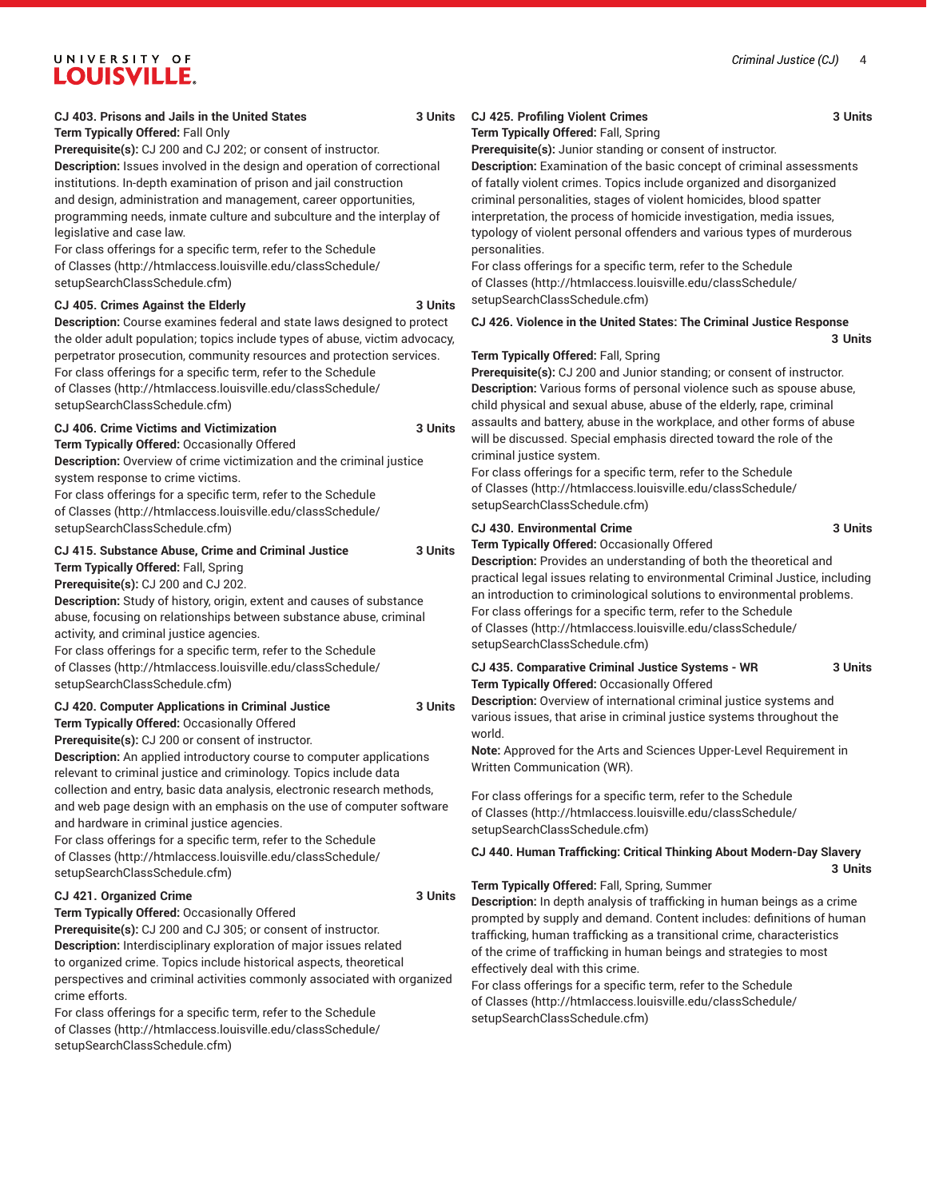**CJ 403. Prisons and Jails in the United States** **3 Units**
**Term Typically Offered:** Fall Only
**Prerequisite(s):** CJ 200 and CJ 202; or consent of instructor.
**Description:** Issues involved in the design and operation of correctional institutions. In-depth examination of prison and jail construction and design, administration and management, career opportunities, programming needs, inmate culture and subculture and the interplay of legislative and case law.
For class offerings for a specific term, refer to the Schedule of Classes (http://htmlaccess.louisville.edu/classSchedule/setupSearchClassSchedule.cfm)

**CJ 405. Crimes Against the Elderly** **3 Units**
**Description:** Course examines federal and state laws designed to protect the older adult population; topics include types of abuse, victim advocacy, perpetrator prosecution, community resources and protection services.
For class offerings for a specific term, refer to the Schedule of Classes (http://htmlaccess.louisville.edu/classSchedule/setupSearchClassSchedule.cfm)

**CJ 406. Crime Victims and Victimization** **3 Units**
**Term Typically Offered:** Occasionally Offered
**Description:** Overview of crime victimization and the criminal justice system response to crime victims.
For class offerings for a specific term, refer to the Schedule of Classes (http://htmlaccess.louisville.edu/classSchedule/setupSearchClassSchedule.cfm)

**CJ 415. Substance Abuse, Crime and Criminal Justice** **3 Units**
**Term Typically Offered:** Fall, Spring
**Prerequisite(s):** CJ 200 and CJ 202.
**Description:** Study of history, origin, extent and causes of substance abuse, focusing on relationships between substance abuse, criminal activity, and criminal justice agencies.
For class offerings for a specific term, refer to the Schedule of Classes (http://htmlaccess.louisville.edu/classSchedule/setupSearchClassSchedule.cfm)

**CJ 420. Computer Applications in Criminal Justice** **3 Units**
**Term Typically Offered:** Occasionally Offered
**Prerequisite(s):** CJ 200 or consent of instructor.
**Description:** An applied introductory course to computer applications relevant to criminal justice and criminology. Topics include data collection and entry, basic data analysis, electronic research methods, and web page design with an emphasis on the use of computer software and hardware in criminal justice agencies.
For class offerings for a specific term, refer to the Schedule of Classes (http://htmlaccess.louisville.edu/classSchedule/setupSearchClassSchedule.cfm)

**CJ 421. Organized Crime** **3 Units**
**Term Typically Offered:** Occasionally Offered
**Prerequisite(s):** CJ 200 and CJ 305; or consent of instructor.
**Description:** Interdisciplinary exploration of major issues related to organized crime. Topics include historical aspects, theoretical perspectives and criminal activities commonly associated with organized crime efforts.
For class offerings for a specific term, refer to the Schedule of Classes (http://htmlaccess.louisville.edu/classSchedule/setupSearchClassSchedule.cfm)

**CJ 425. Profiling Violent Crimes** **3 Units**
**Term Typically Offered:** Fall, Spring
**Prerequisite(s):** Junior standing or consent of instructor.
**Description:** Examination of the basic concept of criminal assessments of fatally violent crimes. Topics include organized and disorganized criminal personalities, stages of violent homicides, blood spatter interpretation, the process of homicide investigation, media issues, typology of violent personal offenders and various types of murderous personalities.
For class offerings for a specific term, refer to the Schedule of Classes (http://htmlaccess.louisville.edu/classSchedule/setupSearchClassSchedule.cfm)

**CJ 426. Violence in the United States: The Criminal Justice Response** **3 Units**
**Term Typically Offered:** Fall, Spring
**Prerequisite(s):** CJ 200 and Junior standing; or consent of instructor.
**Description:** Various forms of personal violence such as spouse abuse, child physical and sexual abuse, abuse of the elderly, rape, criminal assaults and battery, abuse in the workplace, and other forms of abuse will be discussed. Special emphasis directed toward the role of the criminal justice system.
For class offerings for a specific term, refer to the Schedule of Classes (http://htmlaccess.louisville.edu/classSchedule/setupSearchClassSchedule.cfm)

**CJ 430. Environmental Crime** **3 Units**
**Term Typically Offered:** Occasionally Offered
**Description:** Provides an understanding of both the theoretical and practical legal issues relating to environmental Criminal Justice, including an introduction to criminological solutions to environmental problems.
For class offerings for a specific term, refer to the Schedule of Classes (http://htmlaccess.louisville.edu/classSchedule/setupSearchClassSchedule.cfm)

**CJ 435. Comparative Criminal Justice Systems - WR** **3 Units**
**Term Typically Offered:** Occasionally Offered
**Description:** Overview of international criminal justice systems and various issues, that arise in criminal justice systems throughout the world.
**Note:** Approved for the Arts and Sciences Upper-Level Requirement in Written Communication (WR).

For class offerings for a specific term, refer to the Schedule of Classes (http://htmlaccess.louisville.edu/classSchedule/setupSearchClassSchedule.cfm)

**CJ 440. Human Trafficking: Critical Thinking About Modern-Day Slavery** **3 Units**
**Term Typically Offered:** Fall, Spring, Summer
**Description:** In depth analysis of trafficking in human beings as a crime prompted by supply and demand. Content includes: definitions of human trafficking, human trafficking as a transitional crime, characteristics of the crime of trafficking in human beings and strategies to most effectively deal with this crime.
For class offerings for a specific term, refer to the Schedule of Classes (http://htmlaccess.louisville.edu/classSchedule/setupSearchClassSchedule.cfm)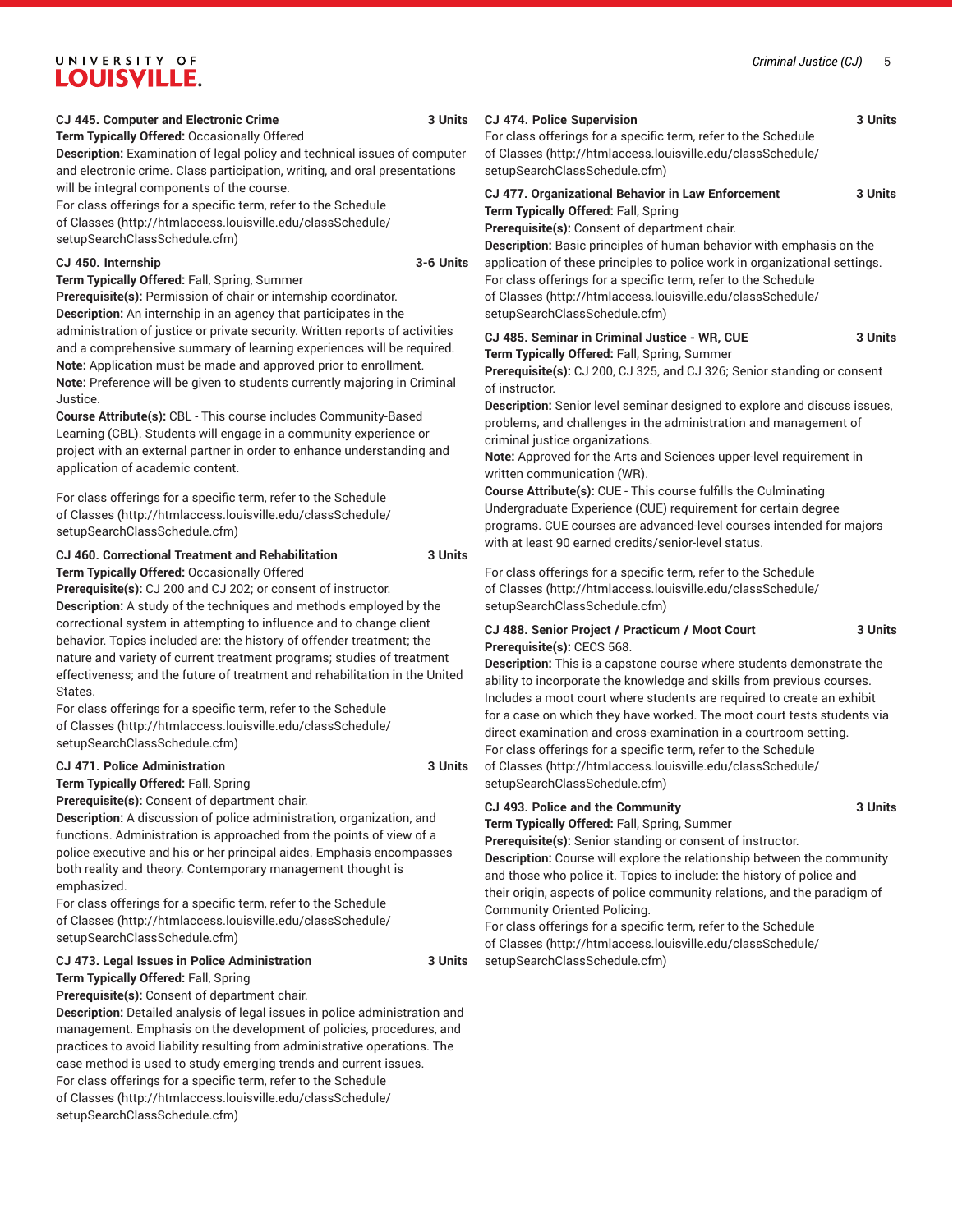**CJ 445. Computer and Electronic Crime** **3 Units**
**Term Typically Offered:** Occasionally Offered
**Description:** Examination of legal policy and technical issues of computer and electronic crime. Class participation, writing, and oral presentations will be integral components of the course.
For class offerings for a specific term, refer to the Schedule of Classes (http://htmlaccess.louisville.edu/classSchedule/setupSearchClassSchedule.cfm)

**CJ 450. Internship** **3-6 Units**
**Term Typically Offered:** Fall, Spring, Summer
**Prerequisite(s):** Permission of chair or internship coordinator.
**Description:** An internship in an agency that participates in the administration of justice or private security. Written reports of activities and a comprehensive summary of learning experiences will be required.
**Note:** Application must be made and approved prior to enrollment.
**Note:** Preference will be given to students currently majoring in Criminal Justice.
**Course Attribute(s):** CBL - This course includes Community-Based Learning (CBL). Students will engage in a community experience or project with an external partner in order to enhance understanding and application of academic content.

For class offerings for a specific term, refer to the Schedule of Classes (http://htmlaccess.louisville.edu/classSchedule/setupSearchClassSchedule.cfm)

**CJ 460. Correctional Treatment and Rehabilitation** **3 Units**
**Term Typically Offered:** Occasionally Offered
**Prerequisite(s):** CJ 200 and CJ 202; or consent of instructor.
**Description:** A study of the techniques and methods employed by the correctional system in attempting to influence and to change client behavior. Topics included are: the history of offender treatment; the nature and variety of current treatment programs; studies of treatment effectiveness; and the future of treatment and rehabilitation in the United States.
For class offerings for a specific term, refer to the Schedule of Classes (http://htmlaccess.louisville.edu/classSchedule/setupSearchClassSchedule.cfm)

**CJ 471. Police Administration** **3 Units**
**Term Typically Offered:** Fall, Spring
**Prerequisite(s):** Consent of department chair.
**Description:** A discussion of police administration, organization, and functions. Administration is approached from the points of view of a police executive and his or her principal aides. Emphasis encompasses both reality and theory. Contemporary management thought is emphasized.
For class offerings for a specific term, refer to the Schedule of Classes (http://htmlaccess.louisville.edu/classSchedule/setupSearchClassSchedule.cfm)

**CJ 473. Legal Issues in Police Administration** **3 Units**
**Term Typically Offered:** Fall, Spring
**Prerequisite(s):** Consent of department chair.
**Description:** Detailed analysis of legal issues in police administration and management. Emphasis on the development of policies, procedures, and practices to avoid liability resulting from administrative operations. The case method is used to study emerging trends and current issues.
For class offerings for a specific term, refer to the Schedule of Classes (http://htmlaccess.louisville.edu/classSchedule/setupSearchClassSchedule.cfm)

**CJ 474. Police Supervision** **3 Units**
For class offerings for a specific term, refer to the Schedule of Classes (http://htmlaccess.louisville.edu/classSchedule/setupSearchClassSchedule.cfm)

**CJ 477. Organizational Behavior in Law Enforcement** **3 Units**
**Term Typically Offered:** Fall, Spring
**Prerequisite(s):** Consent of department chair.
**Description:** Basic principles of human behavior with emphasis on the application of these principles to police work in organizational settings.
For class offerings for a specific term, refer to the Schedule of Classes (http://htmlaccess.louisville.edu/classSchedule/setupSearchClassSchedule.cfm)

**CJ 485. Seminar in Criminal Justice - WR, CUE** **3 Units**
**Term Typically Offered:** Fall, Spring, Summer
**Prerequisite(s):** CJ 200, CJ 325, and CJ 326; Senior standing or consent of instructor.
**Description:** Senior level seminar designed to explore and discuss issues, problems, and challenges in the administration and management of criminal justice organizations.
**Note:** Approved for the Arts and Sciences upper-level requirement in written communication (WR).
**Course Attribute(s):** CUE - This course fulfills the Culminating Undergraduate Experience (CUE) requirement for certain degree programs. CUE courses are advanced-level courses intended for majors with at least 90 earned credits/senior-level status.

For class offerings for a specific term, refer to the Schedule of Classes (http://htmlaccess.louisville.edu/classSchedule/setupSearchClassSchedule.cfm)

**CJ 488. Senior Project / Practicum / Moot Court** **3 Units**
**Prerequisite(s):** CECS 568.
**Description:** This is a capstone course where students demonstrate the ability to incorporate the knowledge and skills from previous courses. Includes a moot court where students are required to create an exhibit for a case on which they have worked. The moot court tests students via direct examination and cross-examination in a courtroom setting.
For class offerings for a specific term, refer to the Schedule of Classes (http://htmlaccess.louisville.edu/classSchedule/setupSearchClassSchedule.cfm)

**CJ 493. Police and the Community** **3 Units**
**Term Typically Offered:** Fall, Spring, Summer
**Prerequisite(s):** Senior standing or consent of instructor.
**Description:** Course will explore the relationship between the community and those who police it. Topics to include: the history of police and their origin, aspects of police community relations, and the paradigm of Community Oriented Policing.
For class offerings for a specific term, refer to the Schedule of Classes (http://htmlaccess.louisville.edu/classSchedule/setupSearchClassSchedule.cfm)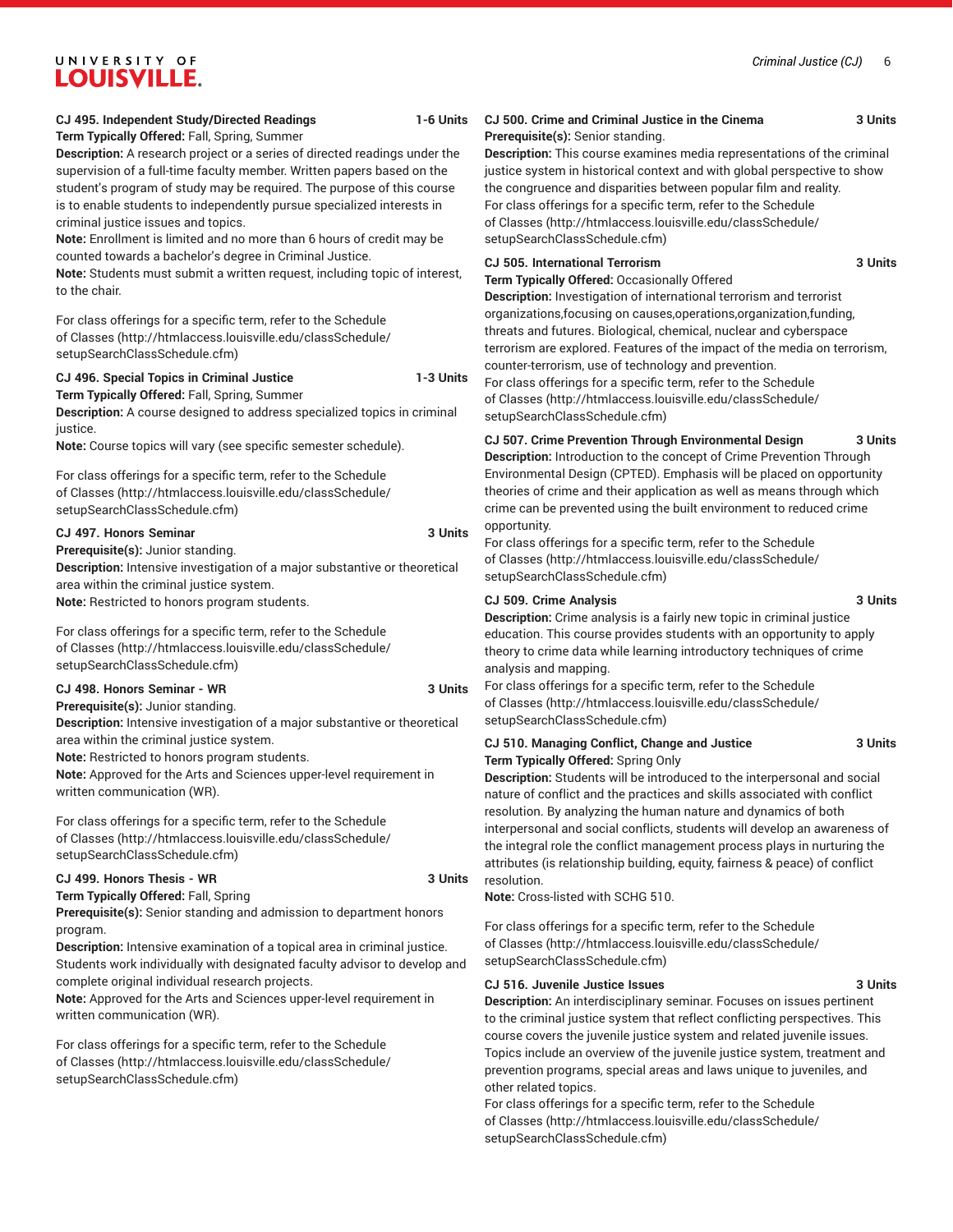**CJ 495. Independent Study/Directed Readings 1-6 Units**
**Term Typically Offered:** Fall, Spring, Summer
**Description:** A research project or a series of directed readings under the supervision of a full-time faculty member. Written papers based on the student's program of study may be required. The purpose of this course is to enable students to independently pursue specialized interests in criminal justice issues and topics.
**Note:** Enrollment is limited and no more than 6 hours of credit may be counted towards a bachelor's degree in Criminal Justice.
**Note:** Students must submit a written request, including topic of interest, to the chair.

For class offerings for a specific term, refer to the Schedule of Classes (http://htmlaccess.louisville.edu/classSchedule/setupSearchClassSchedule.cfm)

**CJ 496. Special Topics in Criminal Justice 1-3 Units**
**Term Typically Offered:** Fall, Spring, Summer
**Description:** A course designed to address specialized topics in criminal justice.
**Note:** Course topics will vary (see specific semester schedule).

For class offerings for a specific term, refer to the Schedule of Classes (http://htmlaccess.louisville.edu/classSchedule/setupSearchClassSchedule.cfm)

**CJ 497. Honors Seminar 3 Units**
**Prerequisite(s):** Junior standing.
**Description:** Intensive investigation of a major substantive or theoretical area within the criminal justice system.
**Note:** Restricted to honors program students.

For class offerings for a specific term, refer to the Schedule of Classes (http://htmlaccess.louisville.edu/classSchedule/setupSearchClassSchedule.cfm)

**CJ 498. Honors Seminar - WR 3 Units**
**Prerequisite(s):** Junior standing.
**Description:** Intensive investigation of a major substantive or theoretical area within the criminal justice system.
**Note:** Restricted to honors program students.
**Note:** Approved for the Arts and Sciences upper-level requirement in written communication (WR).

For class offerings for a specific term, refer to the Schedule of Classes (http://htmlaccess.louisville.edu/classSchedule/setupSearchClassSchedule.cfm)

**CJ 499. Honors Thesis - WR 3 Units**
**Term Typically Offered:** Fall, Spring
**Prerequisite(s):** Senior standing and admission to department honors program.
**Description:** Intensive examination of a topical area in criminal justice. Students work individually with designated faculty advisor to develop and complete original individual research projects.
**Note:** Approved for the Arts and Sciences upper-level requirement in written communication (WR).

For class offerings for a specific term, refer to the Schedule of Classes (http://htmlaccess.louisville.edu/classSchedule/setupSearchClassSchedule.cfm)

**CJ 500. Crime and Criminal Justice in the Cinema 3 Units**
**Prerequisite(s):** Senior standing.
**Description:** This course examines media representations of the criminal justice system in historical context and with global perspective to show the congruence and disparities between popular film and reality.
For class offerings for a specific term, refer to the Schedule of Classes (http://htmlaccess.louisville.edu/classSchedule/setupSearchClassSchedule.cfm)

**CJ 505. International Terrorism 3 Units**
**Term Typically Offered:** Occasionally Offered
**Description:** Investigation of international terrorism and terrorist organizations,focusing on causes,operations,organization,funding, threats and futures. Biological, chemical, nuclear and cyberspace terrorism are explored. Features of the impact of the media on terrorism, counter-terrorism, use of technology and prevention.
For class offerings for a specific term, refer to the Schedule of Classes (http://htmlaccess.louisville.edu/classSchedule/setupSearchClassSchedule.cfm)

**CJ 507. Crime Prevention Through Environmental Design 3 Units**
**Description:** Introduction to the concept of Crime Prevention Through Environmental Design (CPTED). Emphasis will be placed on opportunity theories of crime and their application as well as means through which crime can be prevented using the built environment to reduced crime opportunity.
For class offerings for a specific term, refer to the Schedule of Classes (http://htmlaccess.louisville.edu/classSchedule/setupSearchClassSchedule.cfm)

**CJ 509. Crime Analysis 3 Units**
**Description:** Crime analysis is a fairly new topic in criminal justice education. This course provides students with an opportunity to apply theory to crime data while learning introductory techniques of crime analysis and mapping.
For class offerings for a specific term, refer to the Schedule of Classes (http://htmlaccess.louisville.edu/classSchedule/setupSearchClassSchedule.cfm)

**CJ 510. Managing Conflict, Change and Justice 3 Units**
**Term Typically Offered:** Spring Only
**Description:** Students will be introduced to the interpersonal and social nature of conflict and the practices and skills associated with conflict resolution. By analyzing the human nature and dynamics of both interpersonal and social conflicts, students will develop an awareness of the integral role the conflict management process plays in nurturing the attributes (is relationship building, equity, fairness & peace) of conflict resolution.
**Note:** Cross-listed with SCHG 510.

For class offerings for a specific term, refer to the Schedule of Classes (http://htmlaccess.louisville.edu/classSchedule/setupSearchClassSchedule.cfm)

**CJ 516. Juvenile Justice Issues 3 Units**
**Description:** An interdisciplinary seminar. Focuses on issues pertinent to the criminal justice system that reflect conflicting perspectives. This course covers the juvenile justice system and related juvenile issues. Topics include an overview of the juvenile justice system, treatment and prevention programs, special areas and laws unique to juveniles, and other related topics.
For class offerings for a specific term, refer to the Schedule of Classes (http://htmlaccess.louisville.edu/classSchedule/setupSearchClassSchedule.cfm)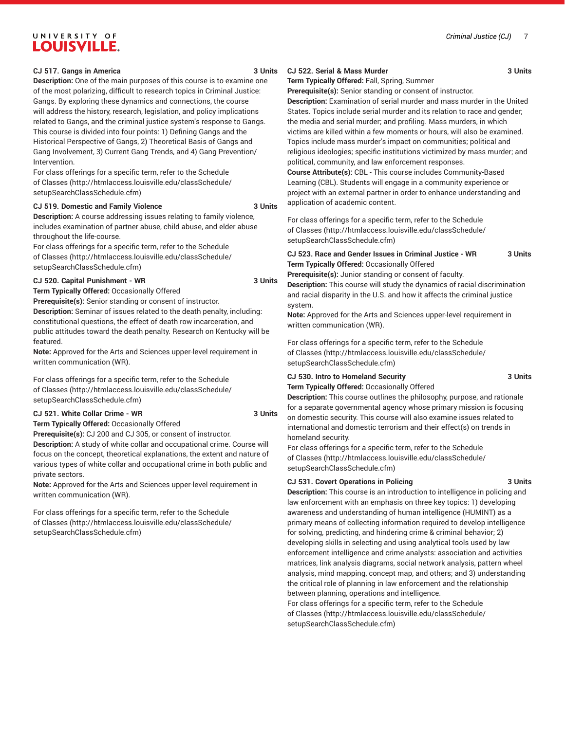**CJ 517. Gangs in America** 3 Units

**Description:** One of the main purposes of this course is to examine one of the most polarizing, difficult to research topics in Criminal Justice: Gangs. By exploring these dynamics and connections, the course will address the history, research, legislation, and policy implications related to Gangs, and the criminal justice system's response to Gangs. This course is divided into four points: 1) Defining Gangs and the Historical Perspective of Gangs, 2) Theoretical Basis of Gangs and Gang Involvement, 3) Current Gang Trends, and 4) Gang Prevention/ Intervention.

For class offerings for a specific term, refer to the Schedule of Classes (http://htmlaccess.louisville.edu/classSchedule/ setupSearchClassSchedule.cfm)

**CJ 519. Domestic and Family Violence** 3 Units

**Description:** A course addressing issues relating to family violence, includes examination of partner abuse, child abuse, and elder abuse throughout the life-course.

For class offerings for a specific term, refer to the Schedule of Classes (http://htmlaccess.louisville.edu/classSchedule/ setupSearchClassSchedule.cfm)

**CJ 520. Capital Punishment - WR** 3 Units

**Term Typically Offered:** Occasionally Offered

**Prerequisite(s):** Senior standing or consent of instructor.

**Description:** Seminar of issues related to the death penalty, including: constitutional questions, the effect of death row incarceration, and public attitudes toward the death penalty. Research on Kentucky will be featured.

**Note:** Approved for the Arts and Sciences upper-level requirement in written communication (WR).

For class offerings for a specific term, refer to the Schedule of Classes (http://htmlaccess.louisville.edu/classSchedule/ setupSearchClassSchedule.cfm)

**CJ 521. White Collar Crime - WR** 3 Units

**Term Typically Offered:** Occasionally Offered

**Prerequisite(s):** CJ 200 and CJ 305, or consent of instructor.

**Description:** A study of white collar and occupational crime. Course will focus on the concept, theoretical explanations, the extent and nature of various types of white collar and occupational crime in both public and private sectors.

**Note:** Approved for the Arts and Sciences upper-level requirement in written communication (WR).

For class offerings for a specific term, refer to the Schedule of Classes (http://htmlaccess.louisville.edu/classSchedule/ setupSearchClassSchedule.cfm)

**CJ 522. Serial & Mass Murder** 3 Units

**Term Typically Offered:** Fall, Spring, Summer

**Prerequisite(s):** Senior standing or consent of instructor.

**Description:** Examination of serial murder and mass murder in the United States. Topics include serial murder and its relation to race and gender; the media and serial murder; and profiling. Mass murders, in which victims are killed within a few moments or hours, will also be examined. Topics include mass murder's impact on communities; political and religious ideologies; specific institutions victimized by mass murder; and political, community, and law enforcement responses.

**Course Attribute(s):** CBL - This course includes Community-Based Learning (CBL). Students will engage in a community experience or project with an external partner in order to enhance understanding and application of academic content.

For class offerings for a specific term, refer to the Schedule of Classes (http://htmlaccess.louisville.edu/classSchedule/ setupSearchClassSchedule.cfm)

**CJ 523. Race and Gender Issues in Criminal Justice - WR** 3 Units

**Term Typically Offered:** Occasionally Offered

**Prerequisite(s):** Junior standing or consent of faculty.

**Description:** This course will study the dynamics of racial discrimination and racial disparity in the U.S. and how it affects the criminal justice system.

**Note:** Approved for the Arts and Sciences upper-level requirement in written communication (WR).

For class offerings for a specific term, refer to the Schedule of Classes (http://htmlaccess.louisville.edu/classSchedule/ setupSearchClassSchedule.cfm)

**CJ 530. Intro to Homeland Security** 3 Units

**Term Typically Offered:** Occasionally Offered

**Description:** This course outlines the philosophy, purpose, and rationale for a separate governmental agency whose primary mission is focusing on domestic security. This course will also examine issues related to international and domestic terrorism and their effect(s) on trends in homeland security.

For class offerings for a specific term, refer to the Schedule of Classes (http://htmlaccess.louisville.edu/classSchedule/ setupSearchClassSchedule.cfm)

**CJ 531. Covert Operations in Policing** 3 Units

**Description:** This course is an introduction to intelligence in policing and law enforcement with an emphasis on three key topics: 1) developing awareness and understanding of human intelligence (HUMINT) as a primary means of collecting information required to develop intelligence for solving, predicting, and hindering crime & criminal behavior; 2) developing skills in selecting and using analytical tools used by law enforcement intelligence and crime analysts: association and activities matrices, link analysis diagrams, social network analysis, pattern wheel analysis, mind mapping, concept map, and others; and 3) understanding the critical role of planning in law enforcement and the relationship between planning, operations and intelligence.

For class offerings for a specific term, refer to the Schedule of Classes (http://htmlaccess.louisville.edu/classSchedule/ setupSearchClassSchedule.cfm)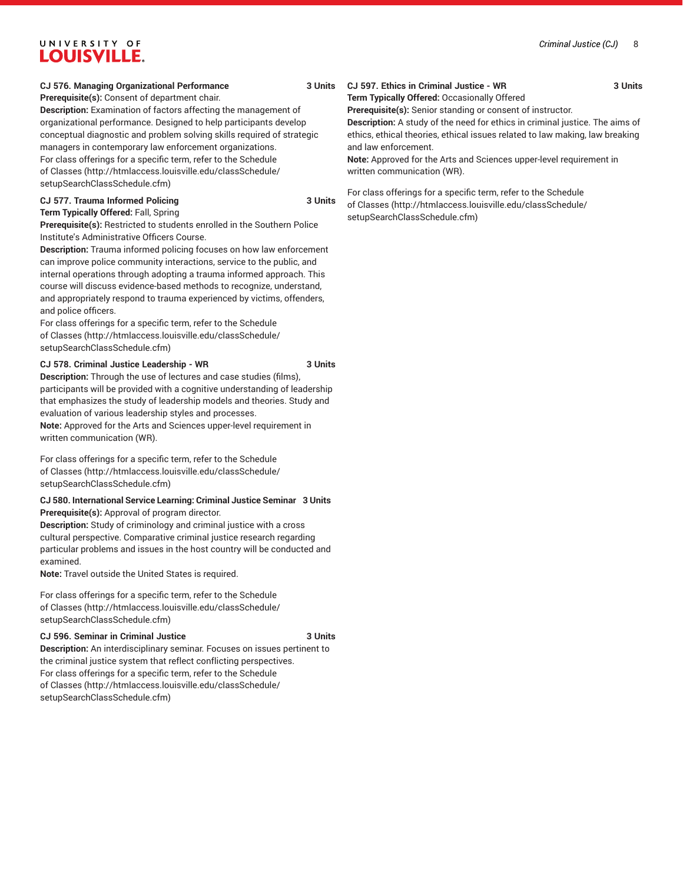**CJ 576. Managing Organizational Performance** **3 Units**

**Prerequisite(s):** Consent of department chair.

**Description:** Examination of factors affecting the management of organizational performance. Designed to help participants develop conceptual diagnostic and problem solving skills required of strategic managers in contemporary law enforcement organizations.

For class offerings for a specific term, refer to the Schedule of Classes (http://htmlaccess.louisville.edu/classSchedule/setupSearchClassSchedule.cfm)

**CJ 577. Trauma Informed Policing** **3 Units**

**Term Typically Offered:** Fall, Spring

**Prerequisite(s):** Restricted to students enrolled in the Southern Police Institute's Administrative Officers Course.

**Description:** Trauma informed policing focuses on how law enforcement can improve police community interactions, service to the public, and internal operations through adopting a trauma informed approach. This course will discuss evidence-based methods to recognize, understand, and appropriately respond to trauma experienced by victims, offenders, and police officers.

For class offerings for a specific term, refer to the Schedule of Classes (http://htmlaccess.louisville.edu/classSchedule/setupSearchClassSchedule.cfm)

**CJ 578. Criminal Justice Leadership - WR** **3 Units**

**Description:** Through the use of lectures and case studies (films), participants will be provided with a cognitive understanding of leadership that emphasizes the study of leadership models and theories. Study and evaluation of various leadership styles and processes.

**Note:** Approved for the Arts and Sciences upper-level requirement in written communication (WR).

For class offerings for a specific term, refer to the Schedule of Classes (http://htmlaccess.louisville.edu/classSchedule/setupSearchClassSchedule.cfm)

**CJ 580. International Service Learning: Criminal Justice Seminar** **3 Units**

**Prerequisite(s):** Approval of program director.

**Description:** Study of criminology and criminal justice with a cross cultural perspective. Comparative criminal justice research regarding particular problems and issues in the host country will be conducted and examined.

**Note:** Travel outside the United States is required.

For class offerings for a specific term, refer to the Schedule of Classes (http://htmlaccess.louisville.edu/classSchedule/setupSearchClassSchedule.cfm)

**CJ 596. Seminar in Criminal Justice** **3 Units**

**Description:** An interdisciplinary seminar. Focuses on issues pertinent to the criminal justice system that reflect conflicting perspectives.

For class offerings for a specific term, refer to the Schedule of Classes (http://htmlaccess.louisville.edu/classSchedule/setupSearchClassSchedule.cfm)

**CJ 597. Ethics in Criminal Justice - WR** **3 Units**

**Term Typically Offered:** Occasionally Offered

**Prerequisite(s):** Senior standing or consent of instructor.

**Description:** A study of the need for ethics in criminal justice. The aims of ethics, ethical theories, ethical issues related to law making, law breaking and law enforcement.

**Note:** Approved for the Arts and Sciences upper-level requirement in written communication (WR).

For class offerings for a specific term, refer to the Schedule of Classes (http://htmlaccess.louisville.edu/classSchedule/setupSearchClassSchedule.cfm)